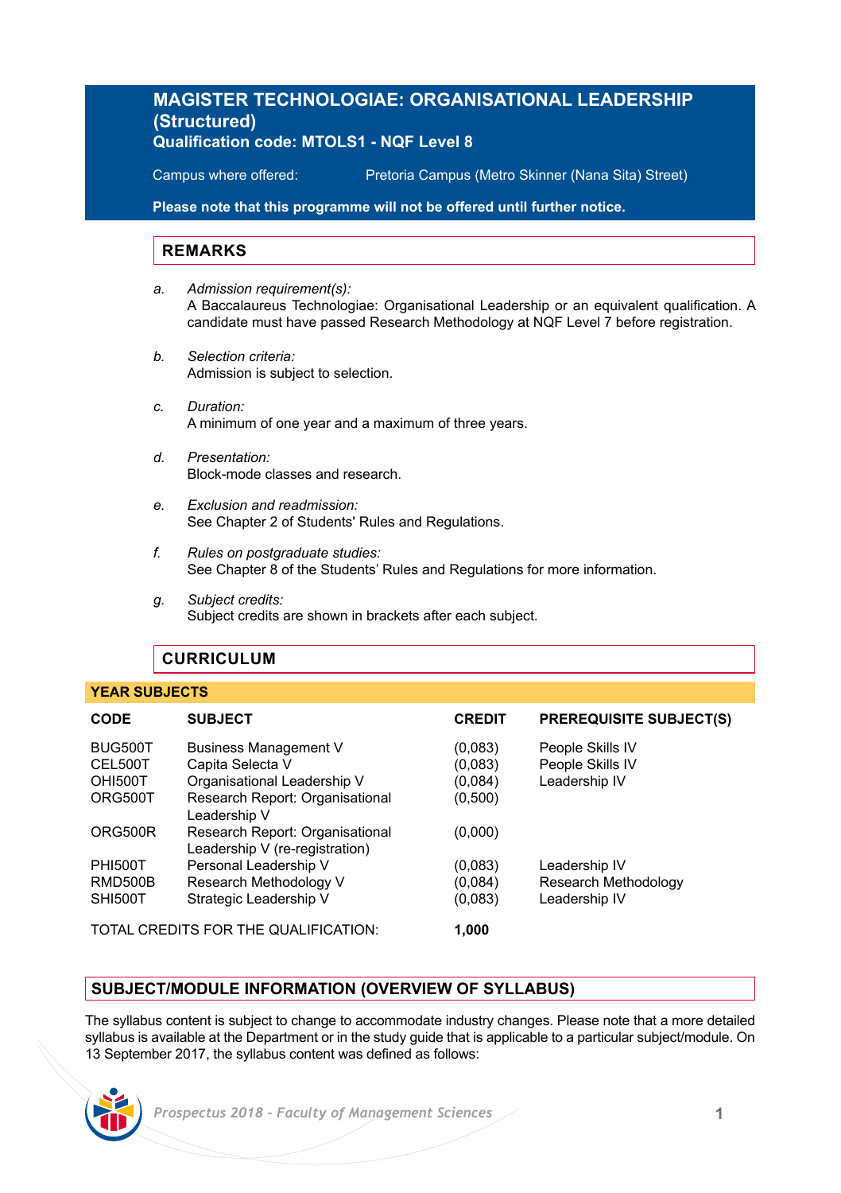# MAGISTER TECHNOLOGIAE: ORGANISATIONAL LEADERSHIP (Structured)

## Qualification code: MTOLS1 - NQF Level 8

Campus where offered: Pretoria Campus (Metro Skinner (Nana Sita) Street)

**Please note that this programme will not be offered until further notice.**

## REMARKS

a. *Admission requirement(s):*
   A Baccalaureus Technologiae: Organisational Leadership or an equivalent qualification. A candidate must have passed Research Methodology at NQF Level 7 before registration.

b. *Selection criteria:*
   Admission is subject to selection.

c. *Duration:*
   A minimum of one year and a maximum of three years.

d. *Presentation:*
   Block-mode classes and research.

e. *Exclusion and readmission:*
   See Chapter 2 of Students' Rules and Regulations.

f. *Rules on postgraduate studies:*
   See Chapter 8 of the Students' Rules and Regulations for more information.

g. *Subject credits:*
   Subject credits are shown in brackets after each subject.

## CURRICULUM

### YEAR SUBJECTS

| CODE | SUBJECT | CREDIT | PREREQUISITE SUBJECT(S) |
|---|---|---|---|
| BUG500T | Business Management V | (0,083) | People Skills IV |
| CEL500T | Capita Selecta V | (0,083) | People Skills IV |
| OHI500T | Organisational Leadership V | (0,084) | Leadership IV |
| ORG500T | Research Report: Organisational Leadership V | (0,500) | |
| ORG500R | Research Report: Organisational Leadership V (re-registration) | (0,000) | |
| PHI500T | Personal Leadership V | (0,083) | Leadership IV |
| RMD500B | Research Methodology V | (0,084) | Research Methodology |
| SHI500T | Strategic Leadership V | (0,083) | Leadership IV |

TOTAL CREDITS FOR THE QUALIFICATION: **1,000**

## SUBJECT/MODULE INFORMATION (OVERVIEW OF SYLLABUS)

The syllabus content is subject to change to accommodate industry changes. Please note that a more detailed syllabus is available at the Department or in the study guide that is applicable to a particular subject/module. On 13 September 2017, the syllabus content was defined as follows: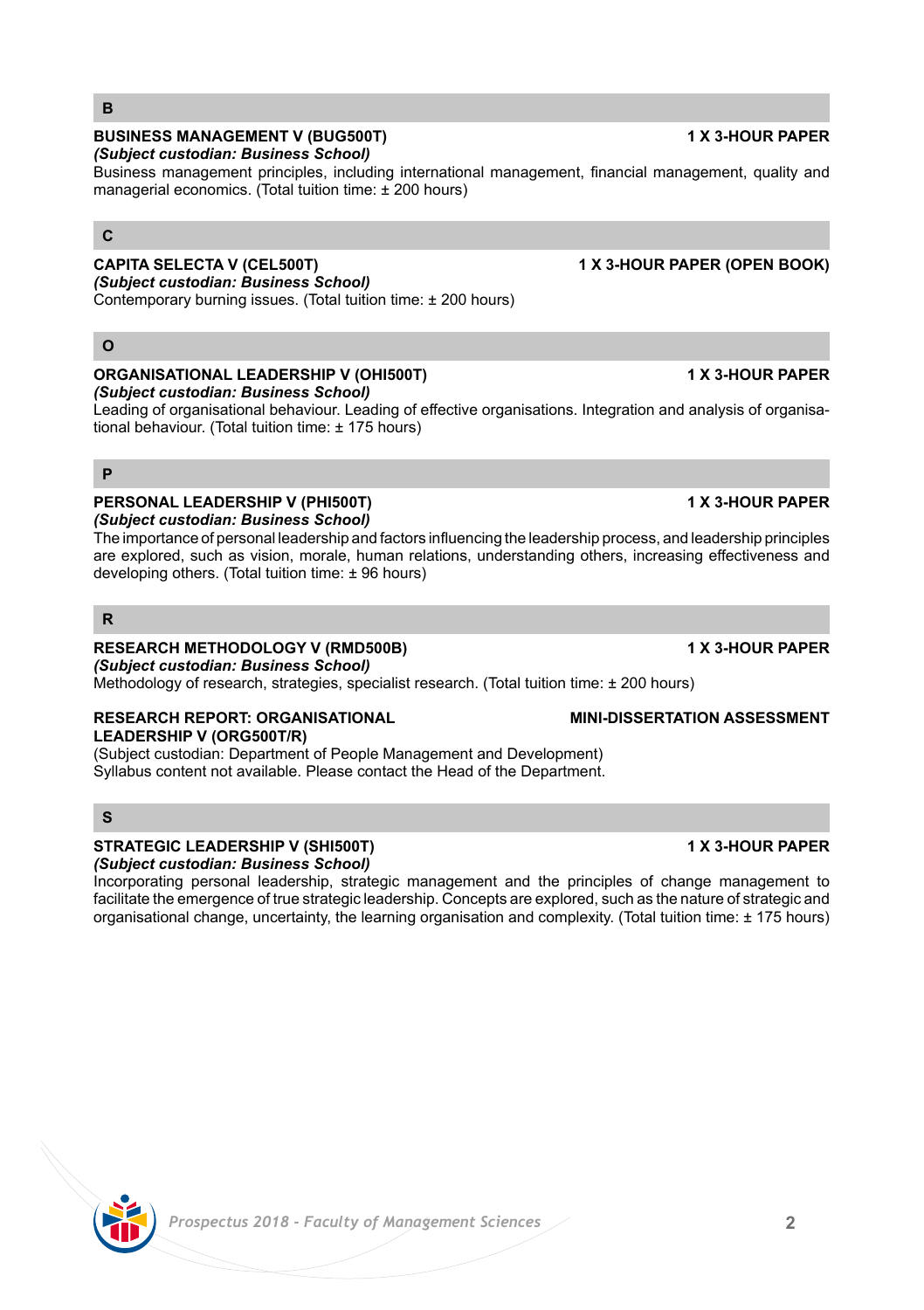## B

**BUSINESS MANAGEMENT V (BUG500T)** **1 X 3-HOUR PAPER**
***(Subject custodian: Business School)***
Business management principles, including international management, financial management, quality and managerial economics. (Total tuition time: ± 200 hours)

## C

**CAPITA SELECTA V (CEL500T)** **1 X 3-HOUR PAPER (OPEN BOOK)**
***(Subject custodian: Business School)***
Contemporary burning issues. (Total tuition time: ± 200 hours)

## O

**ORGANISATIONAL LEADERSHIP V (OHI500T)** **1 X 3-HOUR PAPER**
***(Subject custodian: Business School)***
Leading of organisational behaviour. Leading of effective organisations. Integration and analysis of organisational behaviour. (Total tuition time: ± 175 hours)

## P

**PERSONAL LEADERSHIP V (PHI500T)** **1 X 3-HOUR PAPER**
***(Subject custodian: Business School)***
The importance of personal leadership and factors influencing the leadership process, and leadership principles are explored, such as vision, morale, human relations, understanding others, increasing effectiveness and developing others. (Total tuition time: ± 96 hours)

## R

**RESEARCH METHODOLOGY V (RMD500B)** **1 X 3-HOUR PAPER**
***(Subject custodian: Business School)***
Methodology of research, strategies, specialist research. (Total tuition time: ± 200 hours)

**RESEARCH REPORT: ORGANISATIONAL LEADERSHIP V (ORG500T/R)** **MINI-DISSERTATION ASSESSMENT**
(Subject custodian: Department of People Management and Development)
Syllabus content not available. Please contact the Head of the Department.

## S

**STRATEGIC LEADERSHIP V (SHI500T)** **1 X 3-HOUR PAPER**
***(Subject custodian: Business School)***
Incorporating personal leadership, strategic management and the principles of change management to facilitate the emergence of true strategic leadership. Concepts are explored, such as the nature of strategic and organisational change, uncertainty, the learning organisation and complexity. (Total tuition time: ± 175 hours)